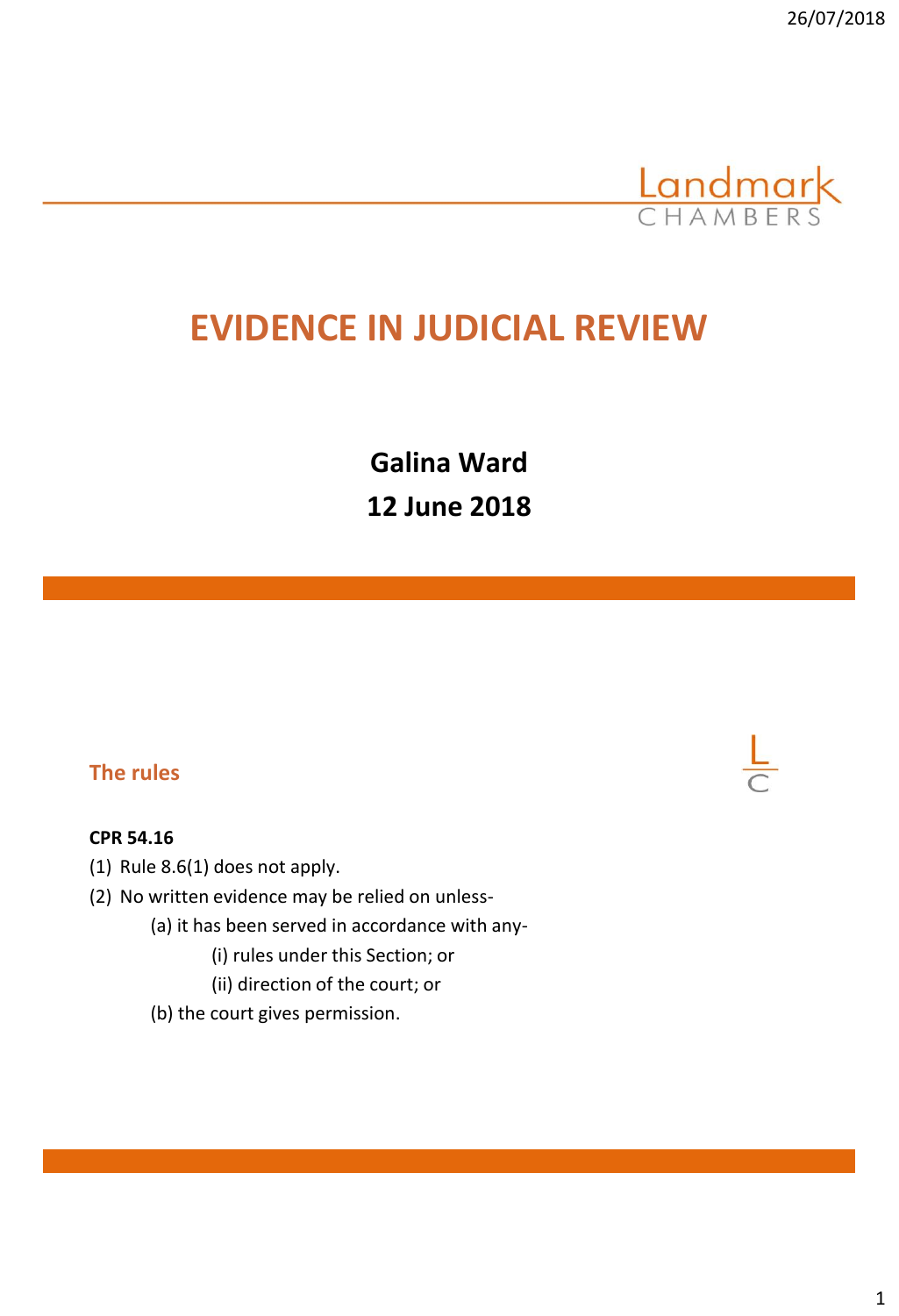# EVIDENCE IN JUDICIAL REVIEW

**Galina Ward**

**12 June 2018**

## The rules

**CPR 54.16**

(1) Rule 8.6(1) does not apply.

(2) No written evidence may be relied on unless-

(a) it has been served in accordance with any-

(i) rules under this Section; or

(ii) direction of the court; or

(b) the court gives permission.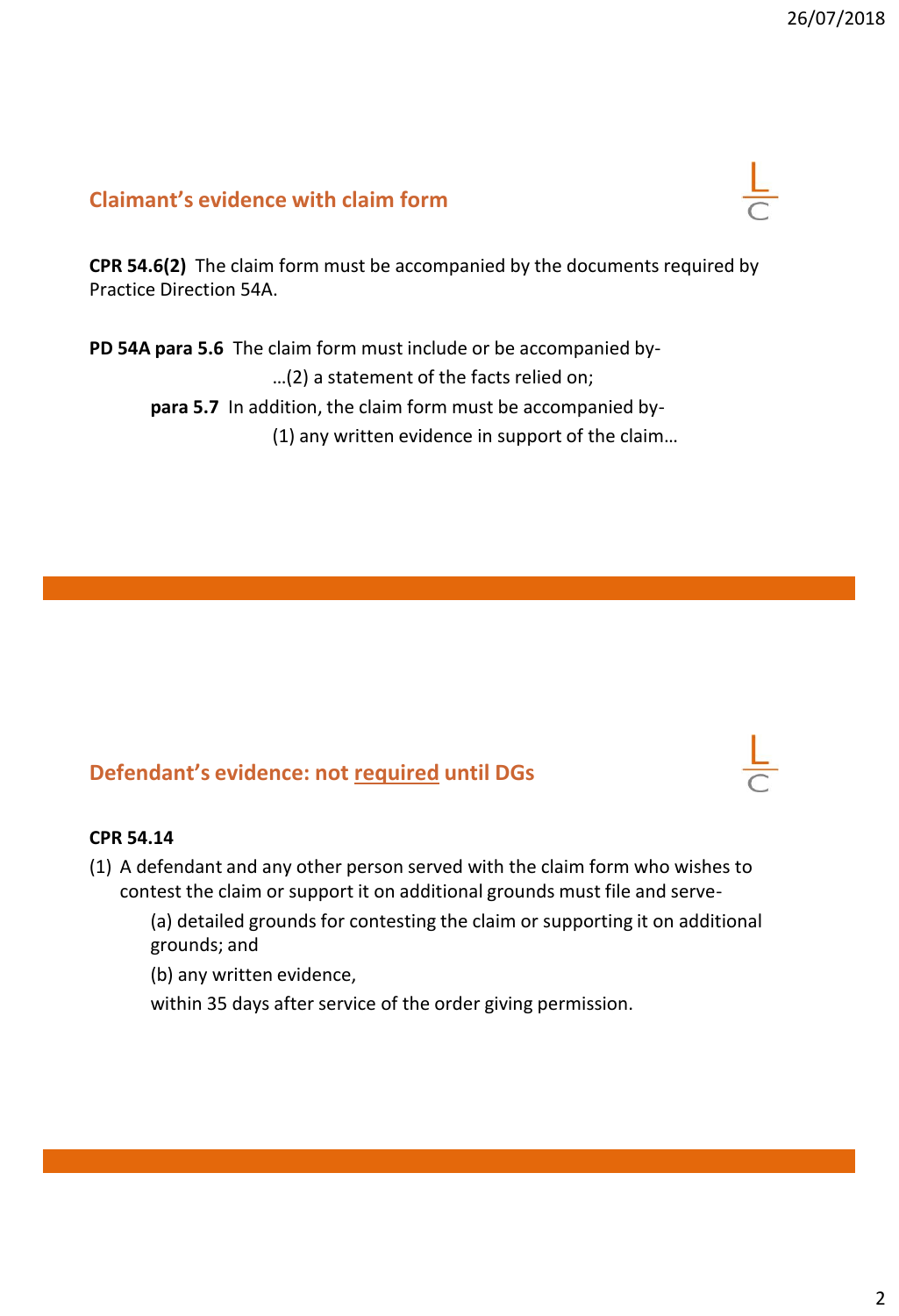## Claimant's evidence with claim form

**CPR 54.6(2)** The claim form must be accompanied by the documents required by Practice Direction 54A.

**PD 54A para 5.6** The claim form must include or be accompanied by-

…(2) a statement of the facts relied on;

**para 5.7** In addition, the claim form must be accompanied by-

(1) any written evidence in support of the claim…

## Defendant's evidence: not <u>required</u> until DGs

**CPR 54.14**

(1) A defendant and any other person served with the claim form who wishes to contest the claim or support it on additional grounds must file and serve-

(a) detailed grounds for contesting the claim or supporting it on additional grounds; and

(b) any written evidence,

within 35 days after service of the order giving permission.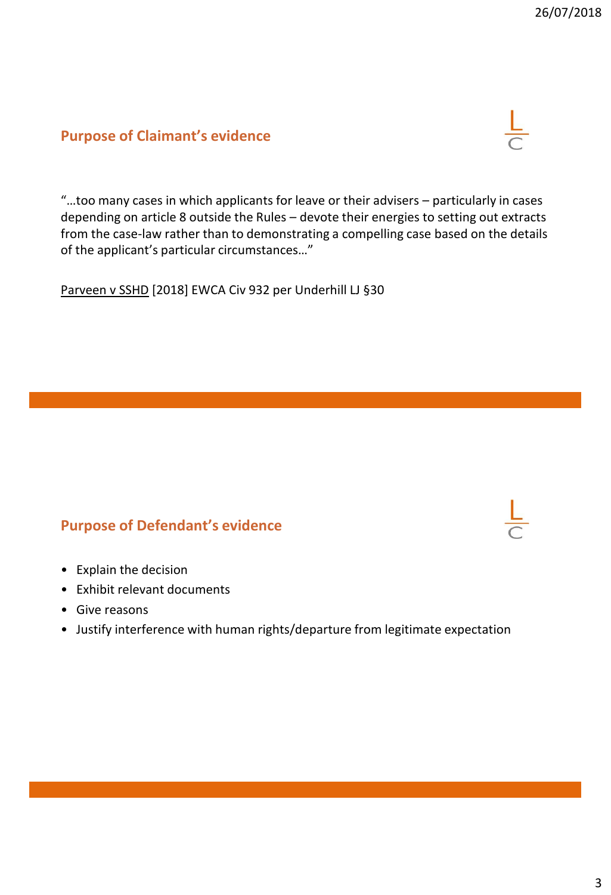## Purpose of Claimant's evidence

"…too many cases in which applicants for leave or their advisers – particularly in cases depending on article 8 outside the Rules – devote their energies to setting out extracts from the case-law rather than to demonstrating a compelling case based on the details of the applicant's particular circumstances…"

Parveen v SSHD [2018] EWCA Civ 932 per Underhill LJ §30

## Purpose of Defendant's evidence

- Explain the decision
- Exhibit relevant documents
- Give reasons
- Justify interference with human rights/departure from legitimate expectation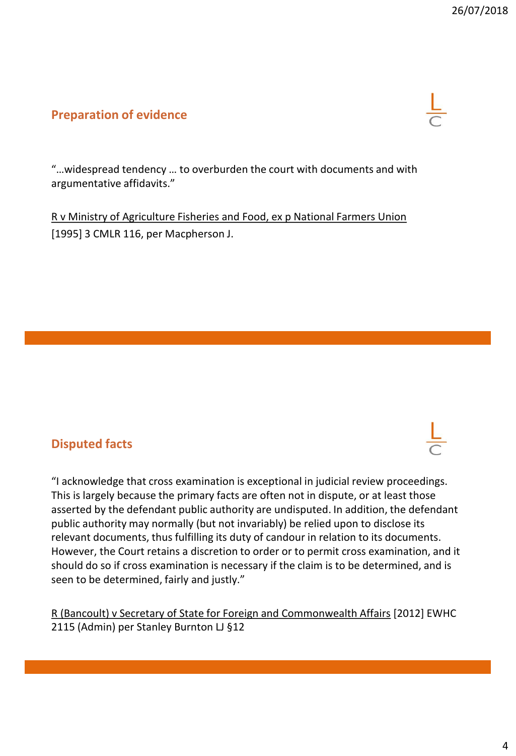## Preparation of evidence

"…widespread tendency … to overburden the court with documents and with argumentative affidavits."

R v Ministry of Agriculture Fisheries and Food, ex p National Farmers Union [1995] 3 CMLR 116, per Macpherson J.

## Disputed facts

"I acknowledge that cross examination is exceptional in judicial review proceedings. This is largely because the primary facts are often not in dispute, or at least those asserted by the defendant public authority are undisputed. In addition, the defendant public authority may normally (but not invariably) be relied upon to disclose its relevant documents, thus fulfilling its duty of candour in relation to its documents. However, the Court retains a discretion to order or to permit cross examination, and it should do so if cross examination is necessary if the claim is to be determined, and is seen to be determined, fairly and justly."

R (Bancoult) v Secretary of State for Foreign and Commonwealth Affairs [2012] EWHC 2115 (Admin) per Stanley Burnton LJ §12